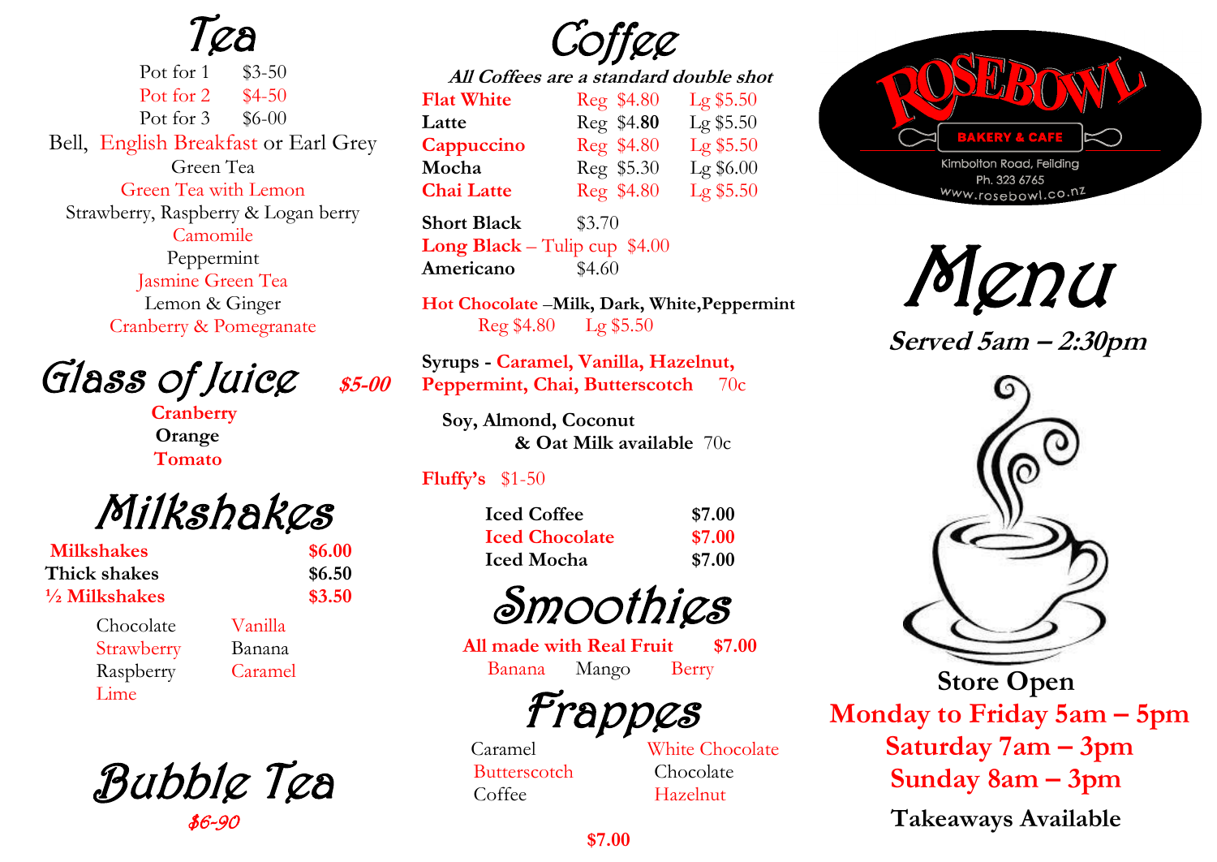# Tea

Pot for 1 $3-50

Pot for 2 $4-50

Pot for 3 $6-00

Bell, English Breakfast or Earl Grey

Green Tea

Green Tea with Lemon

Strawberry, Raspberry & Logan berry

Camomile

Peppermint

Jasmine Green Tea

Lemon & Ginger

Cranberry & Pomegranate

# Glass of Juice *$5-00*

**Cranberry**

**Orange**

**Tomato**

# Milkshakes

| | |
|---|---|
| **Milkshakes** | **$6.00** |
| **Thick shakes** | **$6.50** |
| **½ Milkshakes** | **$3.50** |

Chocolate, Vanilla, Strawberry, Banana, Raspberry, Caramel, Lime

# Bubble Tea

*$6-90*

# Coffee

***All Coffees are a standard double shot***

| | | |
|---|---|---|
| **Flat White** | Reg $4.80 | Lg $5.50 |
| **Latte** | Reg $4.**80** | Lg $5.50 |
| **Cappuccino** | Reg $4.80 | Lg $5.50 |
| **Mocha** | Reg $5.30 | Lg $6.00 |
| **Chai Latte** | Reg $4.80 | Lg $5.50 |

**Short Black** $3.70

**Long Black** – Tulip cup $4.00

**Americano** $4.60

**Hot Chocolate** –**Milk, Dark, White, Peppermint**

Reg $4.80 Lg $5.50

**Syrups - Caramel, Vanilla, Hazelnut, Peppermint, Chai, Butterscotch** 70c

**Soy, Almond, Coconut & Oat Milk available** 70c

**Fluffy's** $1-50

| | |
|---|---|
| **Iced Coffee** | **$7.00** |
| **Iced Chocolate** | **$7.00** |
| **Iced Mocha** | **$7.00** |

# Smoothies

**All made with Real Fruit** **$7.00**

Banana, Mango, Berry

# Frappes

Caramel, White Chocolate, Butterscotch, Chocolate, Coffee, Hazelnut

**$7.00**

ROSEBOWL BAKERY & CAFE

Kimbolton Road, Feilding

Ph. 323 6765

www.rosebowl.co.nz

# Menu

***Served 5am – 2:30pm***

**Store Open**

**Monday to Friday 5am – 5pm**

**Saturday 7am – 3pm**

**Sunday 8am – 3pm**

**Takeaways Available**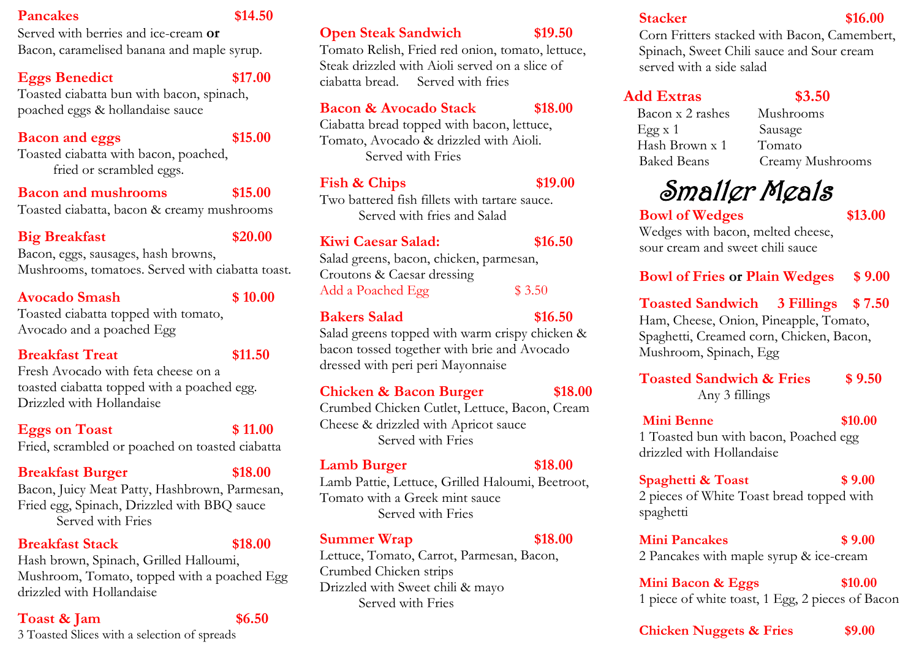**Pancakes** $14.50
Served with berries and ice-cream **or**
Bacon, caramelised banana and maple syrup.

**Eggs Benedict** $17.00
Toasted ciabatta bun with bacon, spinach, poached eggs & hollandaise sauce

**Bacon and eggs** $15.00
Toasted ciabatta with bacon, poached, fried or scrambled eggs.

**Bacon and mushrooms** $15.00
Toasted ciabatta, bacon & creamy mushrooms

**Big Breakfast** $20.00
Bacon, eggs, sausages, hash browns, Mushrooms, tomatoes. Served with ciabatta toast.

**Avocado Smash** $ 10.00
Toasted ciabatta topped with tomato, Avocado and a poached Egg

**Breakfast Treat** $11.50
Fresh Avocado with feta cheese on a toasted ciabatta topped with a poached egg. Drizzled with Hollandaise

**Eggs on Toast** $ 11.00
Fried, scrambled or poached on toasted ciabatta

**Breakfast Burger** $18.00
Bacon, Juicy Meat Patty, Hashbrown, Parmesan, Fried egg, Spinach, Drizzled with BBQ sauce
Served with Fries

**Breakfast Stack** $18.00
Hash brown, Spinach, Grilled Halloumi, Mushroom, Tomato, topped with a poached Egg drizzled with Hollandaise

**Toast & Jam** $6.50
3 Toasted Slices with a selection of spreads

**Open Steak Sandwich** $19.50
Tomato Relish, Fried red onion, tomato, lettuce, Steak drizzled with Aioli served on a slice of ciabatta bread. Served with fries

**Bacon & Avocado Stack** $18.00
Ciabatta bread topped with bacon, lettuce, Tomato, Avocado & drizzled with Aioli.
Served with Fries

**Fish & Chips** $19.00
Two battered fish fillets with tartare sauce.
Served with fries and Salad

**Kiwi Caesar Salad:** $16.50
Salad greens, bacon, chicken, parmesan, Croutons & Caesar dressing
Add a Poached Egg $ 3.50

**Bakers Salad** $16.50
Salad greens topped with warm crispy chicken & bacon tossed together with brie and Avocado dressed with peri peri Mayonnaise

**Chicken & Bacon Burger** $18.00
Crumbed Chicken Cutlet, Lettuce, Bacon, Cream Cheese & drizzled with Apricot sauce
Served with Fries

**Lamb Burger** $18.00
Lamb Pattie, Lettuce, Grilled Haloumi, Beetroot, Tomato with a Greek mint sauce
Served with Fries

**Summer Wrap** $18.00
Lettuce, Tomato, Carrot, Parmesan, Bacon, Crumbed Chicken strips
Drizzled with Sweet chili & mayo
Served with Fries

**Stacker** $16.00
Corn Fritters stacked with Bacon, Camembert, Spinach, Sweet Chili sauce and Sour cream served with a side salad

**Add Extras** $3.50
- Bacon x 2 rashes
- Egg x 1
- Hash Brown x 1
- Baked Beans
- Mushrooms
- Sausage
- Tomato
- Creamy Mushrooms

## Smaller Meals

**Bowl of Wedges** $13.00
Wedges with bacon, melted cheese, sour cream and sweet chili sauce

**Bowl of Fries** or **Plain Wedges** $ 9.00

**Toasted Sandwich 3 Fillings** $ 7.50
Ham, Cheese, Onion, Pineapple, Tomato, Spaghetti, Creamed corn, Chicken, Bacon, Mushroom, Spinach, Egg

**Toasted Sandwich & Fries** $ 9.50
Any 3 fillings

**Mini Benne** $10.00
1 Toasted bun with bacon, Poached egg drizzled with Hollandaise

**Spaghetti & Toast** $ 9.00
2 pieces of White Toast bread topped with spaghetti

**Mini Pancakes** $ 9.00
2 Pancakes with maple syrup & ice-cream

**Mini Bacon & Eggs** $10.00
1 piece of white toast, 1 Egg, 2 pieces of Bacon

**Chicken Nuggets & Fries** $9.00